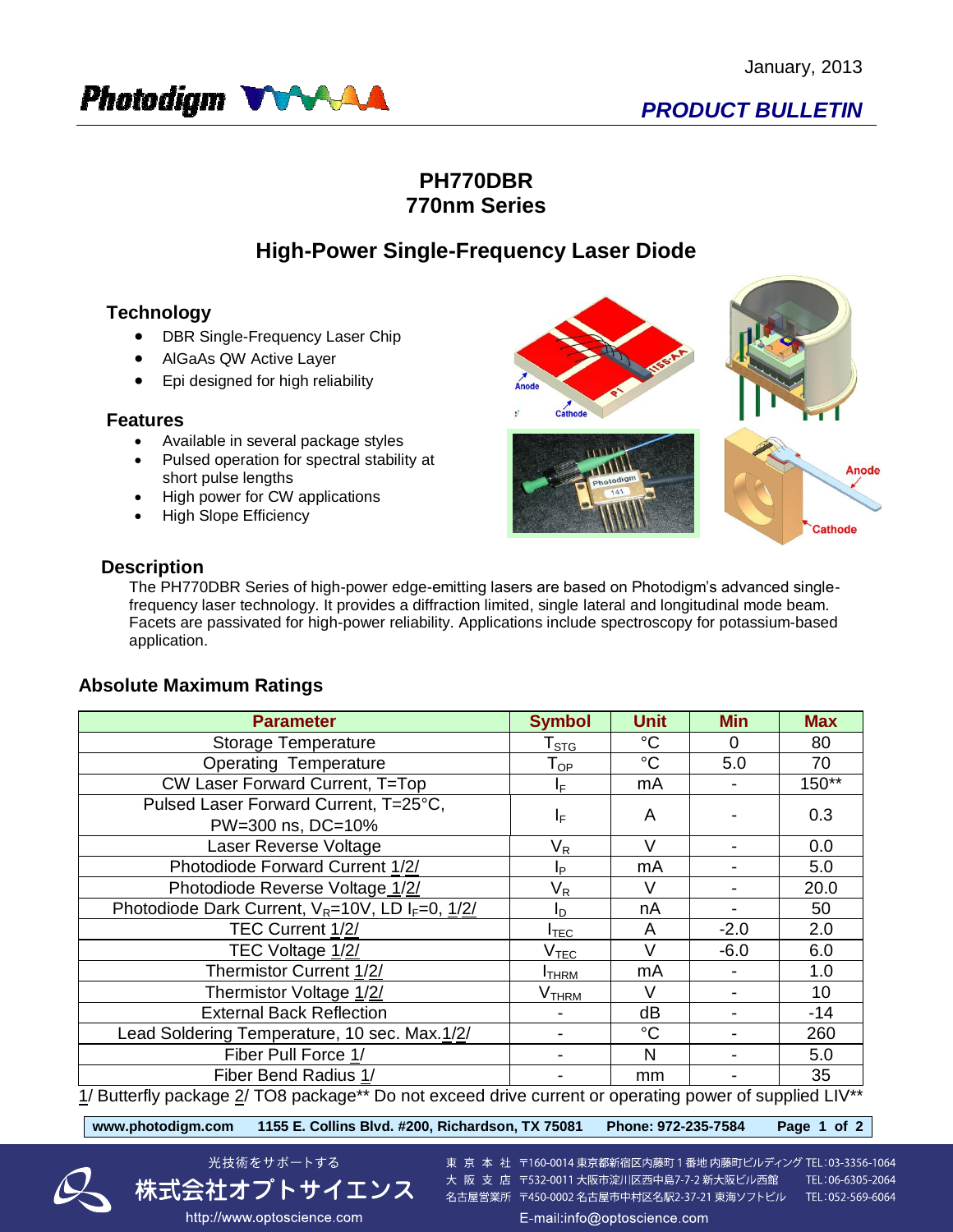January, 2013

Photodigm

*PRODUCT BULLETIN*

# PH770DBR
# 770nm Series

## High-Power Single-Frequency Laser Diode

### Technology

- DBR Single-Frequency Laser Chip
- AlGaAs QW Active Layer
- Epi designed for high reliability

### Features

- Available in several package styles
- Pulsed operation for spectral stability at short pulse lengths
- High power for CW applications
- High Slope Efficiency

### Description

The PH770DBR Series of high-power edge-emitting lasers are based on Photodigm's advanced single-frequency laser technology. It provides a diffraction limited, single lateral and longitudinal mode beam. Facets are passivated for high-power reliability. Applications include spectroscopy for potassium-based application.

### Absolute Maximum Ratings

| Parameter | Symbol | Unit | Min | Max |
|---|---|---|---|---|
| Storage Temperature | $T_{STG}$ | °C | 0 | 80 |
| Operating Temperature | $T_{OP}$ | °C | 5.0 | 70 |
| CW Laser Forward Current, T=Top | $I_F$ | mA | - | 150** |
| Pulsed Laser Forward Current, T=25°C, PW=300 ns, DC=10% | $I_F$ | A | - | 0.3 |
| Laser Reverse Voltage | $V_R$ | V | - | 0.0 |
| Photodiode Forward Current 1/2/ | $I_P$ | mA | - | 5.0 |
| Photodiode Reverse Voltage 1/2/ | $V_R$ | V | - | 20.0 |
| Photodiode Dark Current, $V_R$=10V, LD $I_F$=0, 1/2/ | $I_D$ | nA | - | 50 |
| TEC Current 1/2/ | $I_{TEC}$ | A | -2.0 | 2.0 |
| TEC Voltage 1/2/ | $V_{TEC}$ | V | -6.0 | 6.0 |
| Thermistor Current 1/2/ | $I_{THRM}$ | mA | - | 1.0 |
| Thermistor Voltage 1/2/ | $V_{THRM}$ | V | - | 10 |
| External Back Reflection | - | dB | - | -14 |
| Lead Soldering Temperature, 10 sec. Max.1/2/ | - | °C | - | 260 |
| Fiber Pull Force 1/ | - | N | - | 5.0 |
| Fiber Bend Radius 1/ | - | mm | - | 35 |

1/ Butterfly package 2/ TO8 package** Do not exceed drive current or operating power of supplied LIV**

www.photodigm.com 1155 E. Collins Blvd. #200, Richardson, TX 75081 Phone: 972-235-7584

光技術をサポートする
株式会社オプトサイエンス
http://www.optoscience.com

東 京 本 社 〒160-0014 東京都新宿区内藤町１番地 内藤町ビルディング TEL:03-3356-1064
大 阪 支 店 〒532-0011 大阪市淀川区西中島7-7-2 新大阪ビル西館 TEL:06-6305-2064
名古屋営業所 〒450-0002 名古屋市中村区名駅2-37-21 東海ソフトビル TEL:052-569-6064
E-mail:info@optoscience.com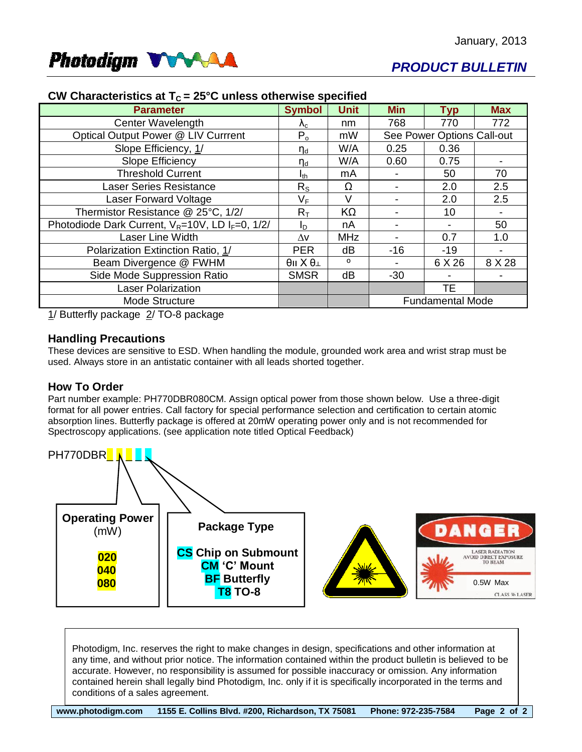January, 2013

Photodigm

*PRODUCT BULLETIN*

### CW Characteristics at $T_C = 25°C$ unless otherwise specified

| Parameter | Symbol | Unit | Min | Typ | Max |
|---|---|---|---|---|---|
| Center Wavelength | $\lambda_c$ | nm | 768 | 770 | 772 |
| Optical Output Power @ LIV Currrent | $P_o$ | mW | See Power Options Call-out | | |
| Slope Efficiency, 1/ | $\eta_d$ | W/A | 0.25 | 0.36 | |
| Slope Efficiency | $\eta_d$ | W/A | 0.60 | 0.75 | - |
| Threshold Current | $I_{th}$ | mA | - | 50 | 70 |
| Laser Series Resistance | $R_S$ | Ω | - | 2.0 | 2.5 |
| Laser Forward Voltage | $V_F$ | V | - | 2.0 | 2.5 |
| Thermistor Resistance @ 25°C, 1/2/ | $R_T$ | KΩ | - | 10 | - |
| Photodiode Dark Current, $V_R$=10V, LD $I_F$=0, 1/2/ | $I_D$ | nA | - | - | 50 |
| Laser Line Width | Δv | MHz | - | 0.7 | 1.0 |
| Polarization Extinction Ratio, 1/ | PER | dB | -16 | -19 | - |
| Beam Divergence @ FWHM | $\theta_{\parallel} \times \theta_{\perp}$ | o | - | 6 X 26 | 8 X 28 |
| Side Mode Suppression Ratio | SMSR | dB | -30 | - | - |
| Laser Polarization | | | | TE | |
| Mode Structure | | | Fundamental Mode | | |

1/ Butterfly package 2/ TO-8 package

### Handling Precautions

These devices are sensitive to ESD. When handling the module, grounded work area and wrist strap must be used. Always store in an antistatic container with all leads shorted together.

### How To Order

Part number example: PH770DBR080CM. Assign optical power from those shown below. Use a three-digit format for all power entries. Call factory for special performance selection and certification to certain atomic absorption lines. Butterfly package is offered at 20mW operating power only and is not recommended for Spectroscopy applications. (see application note titled Optical Feedback)

PH770DBR_ _ _ _ _

**Operating Power** (mW)

- **020**
- **040**
- **080**

**Package Type**

- **CS** Chip on Submount
- **CM** 'C' Mount
- **BF** Butterfly
- **T8** TO-8

DANGER

LASER RADIATION AVOID DIRECT EXPOSURE TO BEAM

0.5W Max

CLASS 3b LASER

Photodigm, Inc. reserves the right to make changes in design, specifications and other information at any time, and without prior notice. The information contained within the product bulletin is believed to be accurate. However, no responsibility is assumed for possible inaccuracy or omission. Any information contained herein shall legally bind Photodigm, Inc. only if it is specifically incorporated in the terms and conditions of a sales agreement.

www.photodigm.com 1155 E. Collins Blvd. #200, Richardson, TX 75081 Phone: 972-235-7584